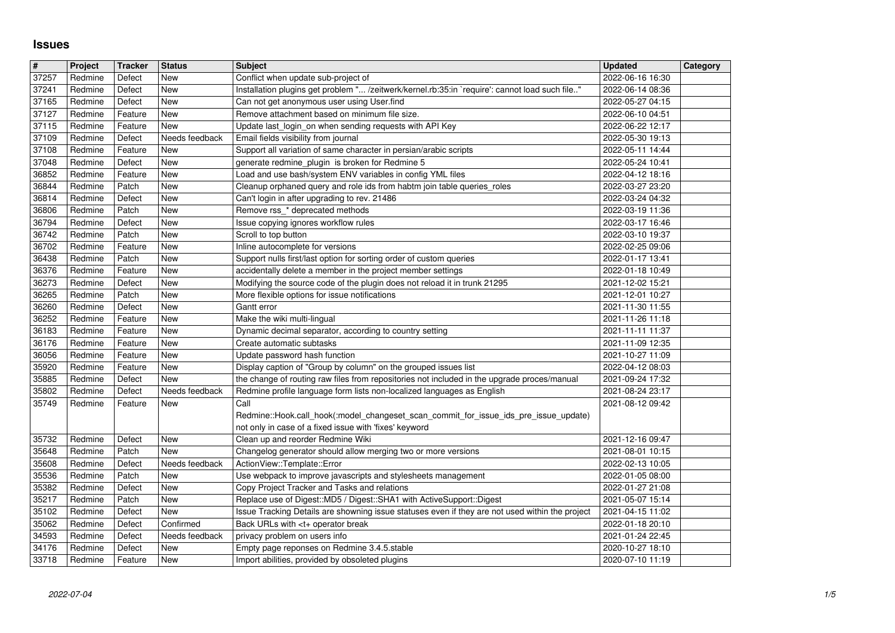# Issues

| # | Project | Tracker | Status | Subject | Updated | Category |
|---|---|---|---|---|---|---|
| 37257 | Redmine | Defect | New | Conflict when update sub-project of | 2022-06-16 16:30 | |
| 37241 | Redmine | Defect | New | Installation plugins get problem "... /zeitwerk/kernel.rb:35:in `require': cannot load such file.." | 2022-06-14 08:36 | |
| 37165 | Redmine | Defect | New | Can not get anonymous user using User.find | 2022-05-27 04:15 | |
| 37127 | Redmine | Feature | New | Remove attachment based on minimum file size. | 2022-06-10 04:51 | |
| 37115 | Redmine | Feature | New | Update last_login_on when sending requests with API Key | 2022-06-22 12:17 | |
| 37109 | Redmine | Defect | Needs feedback | Email fields visibility from journal | 2022-05-30 19:13 | |
| 37108 | Redmine | Feature | New | Support all variation of same character in persian/arabic scripts | 2022-05-11 14:44 | |
| 37048 | Redmine | Defect | New | generate redmine_plugin is broken for Redmine 5 | 2022-05-24 10:41 | |
| 36852 | Redmine | Feature | New | Load and use bash/system ENV variables in config YML files | 2022-04-12 18:16 | |
| 36844 | Redmine | Patch | New | Cleanup orphaned query and role ids from habtm join table queries_roles | 2022-03-27 23:20 | |
| 36814 | Redmine | Defect | New | Can't login in after upgrading to rev. 21486 | 2022-03-24 04:32 | |
| 36806 | Redmine | Patch | New | Remove rss_* deprecated methods | 2022-03-19 11:36 | |
| 36794 | Redmine | Defect | New | Issue copying ignores workflow rules | 2022-03-17 16:46 | |
| 36742 | Redmine | Patch | New | Scroll to top button | 2022-03-10 19:37 | |
| 36702 | Redmine | Feature | New | Inline autocomplete for versions | 2022-02-25 09:06 | |
| 36438 | Redmine | Patch | New | Support nulls first/last option for sorting order of custom queries | 2022-01-17 13:41 | |
| 36376 | Redmine | Feature | New | accidentally delete a member in the project member settings | 2022-01-18 10:49 | |
| 36273 | Redmine | Defect | New | Modifying the source code of the plugin does not reload it in trunk 21295 | 2021-12-02 15:21 | |
| 36265 | Redmine | Patch | New | More flexible options for issue notifications | 2021-12-01 10:27 | |
| 36260 | Redmine | Defect | New | Gantt error | 2021-11-30 11:55 | |
| 36252 | Redmine | Feature | New | Make the wiki multi-lingual | 2021-11-26 11:18 | |
| 36183 | Redmine | Feature | New | Dynamic decimal separator, according to country setting | 2021-11-11 11:37 | |
| 36176 | Redmine | Feature | New | Create automatic subtasks | 2021-11-09 12:35 | |
| 36056 | Redmine | Feature | New | Update password hash function | 2021-10-27 11:09 | |
| 35920 | Redmine | Feature | New | Display caption of "Group by column" on the grouped issues list | 2022-04-12 08:03 | |
| 35885 | Redmine | Defect | New | the change of routing raw files from repositories not included in the upgrade proces/manual | 2021-09-24 17:32 | |
| 35802 | Redmine | Defect | Needs feedback | Redmine profile language form lists non-localized languages as English | 2021-08-24 23:17 | |
| 35749 | Redmine | Feature | New | Call Redmine::Hook.call_hook(:model_changeset_scan_commit_for_issue_ids_pre_issue_update) not only in case of a fixed issue with 'fixes' keyword | 2021-08-12 09:42 | |
| 35732 | Redmine | Defect | New | Clean up and reorder Redmine Wiki | 2021-12-16 09:47 | |
| 35648 | Redmine | Patch | New | Changelog generator should allow merging two or more versions | 2021-08-01 10:15 | |
| 35608 | Redmine | Defect | Needs feedback | ActionView::Template::Error | 2022-02-13 10:05 | |
| 35536 | Redmine | Patch | New | Use webpack to improve javascripts and stylesheets management | 2022-01-05 08:00 | |
| 35382 | Redmine | Defect | New | Copy Project Tracker and Tasks and relations | 2022-01-27 21:08 | |
| 35217 | Redmine | Patch | New | Replace use of Digest::MD5 / Digest::SHA1 with ActiveSupport::Digest | 2021-05-07 15:14 | |
| 35102 | Redmine | Defect | New | Issue Tracking Details are showning issue statuses even if they are not used within the project | 2021-04-15 11:02 | |
| 35062 | Redmine | Defect | Confirmed | Back URLs with <t+ operator break | 2022-01-18 20:10 | |
| 34593 | Redmine | Defect | Needs feedback | privacy problem on users info | 2021-01-24 22:45 | |
| 34176 | Redmine | Defect | New | Empty page reponses on Redmine 3.4.5.stable | 2020-10-27 18:10 | |
| 33718 | Redmine | Feature | New | Import abilities, provided by obsoleted plugins | 2020-07-10 11:19 | |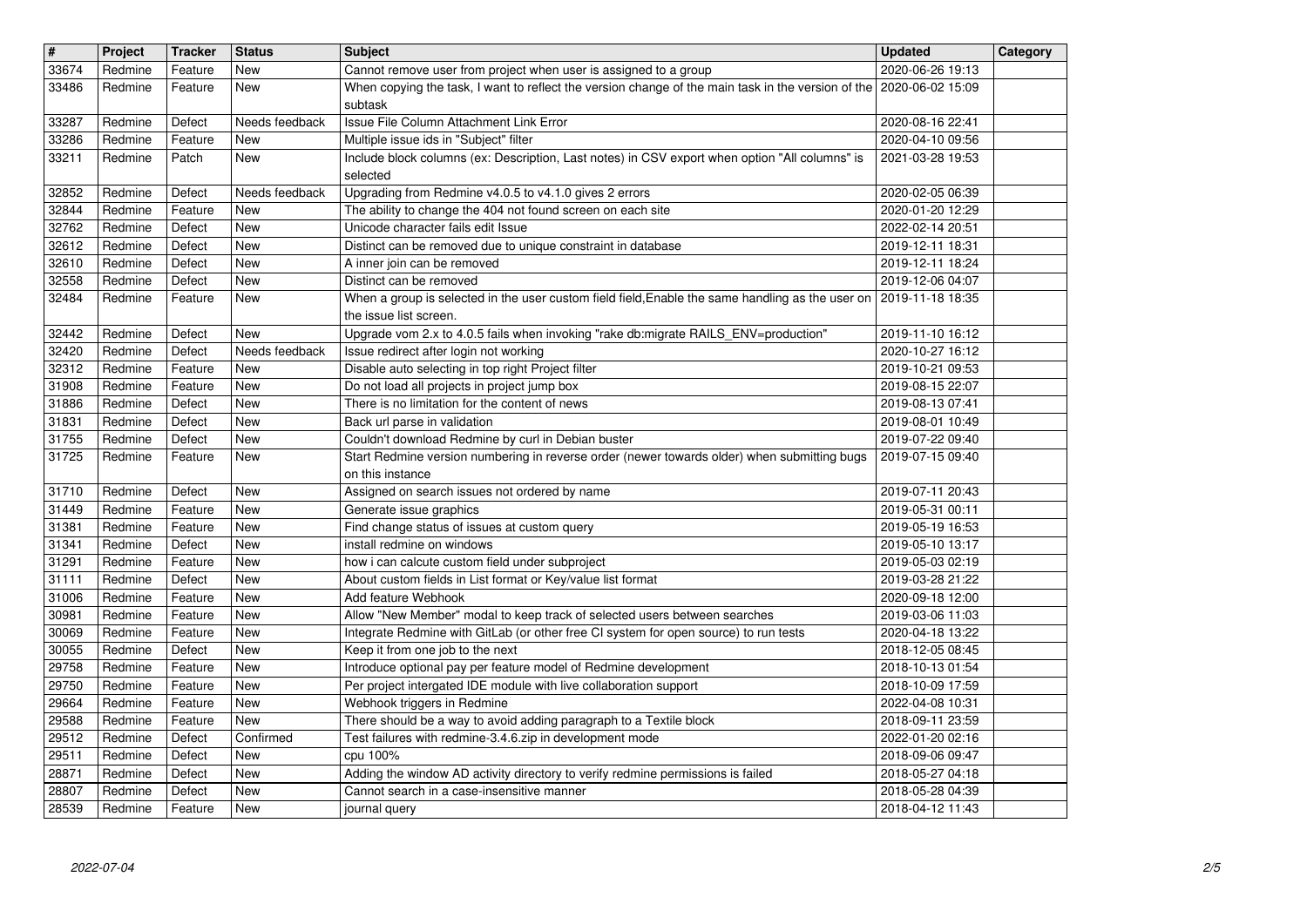| # | Project | Tracker | Status | Subject | Updated | Category |
|---|---|---|---|---|---|---|
| 33674 | Redmine | Feature | New | Cannot remove user from project when user is assigned to a group | 2020-06-26 19:13 | |
| 33486 | Redmine | Feature | New | When copying the task, I want to reflect the version change of the main task in the version of the subtask | 2020-06-02 15:09 | |
| 33287 | Redmine | Defect | Needs feedback | Issue File Column Attachment Link Error | 2020-08-16 22:41 | |
| 33286 | Redmine | Feature | New | Multiple issue ids in "Subject" filter | 2020-04-10 09:56 | |
| 33211 | Redmine | Patch | New | Include block columns (ex: Description, Last notes) in CSV export when option "All columns" is selected | 2021-03-28 19:53 | |
| 32852 | Redmine | Defect | Needs feedback | Upgrading from Redmine v4.0.5 to v4.1.0 gives 2 errors | 2020-02-05 06:39 | |
| 32844 | Redmine | Feature | New | The ability to change the 404 not found screen on each site | 2020-01-20 12:29 | |
| 32762 | Redmine | Defect | New | Unicode character fails edit Issue | 2022-02-14 20:51 | |
| 32612 | Redmine | Defect | New | Distinct can be removed due to unique constraint in database | 2019-12-11 18:31 | |
| 32610 | Redmine | Defect | New | A inner join can be removed | 2019-12-11 18:24 | |
| 32558 | Redmine | Defect | New | Distinct can be removed | 2019-12-06 04:07 | |
| 32484 | Redmine | Feature | New | When a group is selected in the user custom field field,Enable the same handling as the user on the issue list screen. | 2019-11-18 18:35 | |
| 32442 | Redmine | Defect | New | Upgrade vom 2.x to 4.0.5 fails when invoking "rake db:migrate RAILS_ENV=production" | 2019-11-10 16:12 | |
| 32420 | Redmine | Defect | Needs feedback | Issue redirect after login not working | 2020-10-27 16:12 | |
| 32312 | Redmine | Feature | New | Disable auto selecting in top right Project filter | 2019-10-21 09:53 | |
| 31908 | Redmine | Feature | New | Do not load all projects in project jump box | 2019-08-15 22:07 | |
| 31886 | Redmine | Defect | New | There is no limitation for the content of news | 2019-08-13 07:41 | |
| 31831 | Redmine | Defect | New | Back url parse in validation | 2019-08-01 10:49 | |
| 31755 | Redmine | Defect | New | Couldn't download Redmine by curl in Debian buster | 2019-07-22 09:40 | |
| 31725 | Redmine | Feature | New | Start Redmine version numbering in reverse order (newer towards older) when submitting bugs on this instance | 2019-07-15 09:40 | |
| 31710 | Redmine | Defect | New | Assigned on search issues not ordered by name | 2019-07-11 20:43 | |
| 31449 | Redmine | Feature | New | Generate issue graphics | 2019-05-31 00:11 | |
| 31381 | Redmine | Feature | New | Find change status of issues at custom query | 2019-05-19 16:53 | |
| 31341 | Redmine | Defect | New | install redmine on windows | 2019-05-10 13:17 | |
| 31291 | Redmine | Feature | New | how i can calcute custom field under subproject | 2019-05-03 02:19 | |
| 31111 | Redmine | Defect | New | About custom fields in List format or Key/value list format | 2019-03-28 21:22 | |
| 31006 | Redmine | Feature | New | Add feature Webhook | 2020-09-18 12:00 | |
| 30981 | Redmine | Feature | New | Allow "New Member" modal to keep track of selected users between searches | 2019-03-06 11:03 | |
| 30069 | Redmine | Feature | New | Integrate Redmine with GitLab (or other free CI system for open source) to run tests | 2020-04-18 13:22 | |
| 30055 | Redmine | Defect | New | Keep it from one job to the next | 2018-12-05 08:45 | |
| 29758 | Redmine | Feature | New | Introduce optional pay per feature model of Redmine development | 2018-10-13 01:54 | |
| 29750 | Redmine | Feature | New | Per project intergated IDE module with live collaboration support | 2018-10-09 17:59 | |
| 29664 | Redmine | Feature | New | Webhook triggers in Redmine | 2022-04-08 10:31 | |
| 29588 | Redmine | Feature | New | There should be a way to avoid adding paragraph to a Textile block | 2018-09-11 23:59 | |
| 29512 | Redmine | Defect | Confirmed | Test failures with redmine-3.4.6.zip in development mode | 2022-01-20 02:16 | |
| 29511 | Redmine | Defect | New | cpu 100% | 2018-09-06 09:47 | |
| 28871 | Redmine | Defect | New | Adding the window AD activity directory to verify redmine permissions is failed | 2018-05-27 04:18 | |
| 28807 | Redmine | Defect | New | Cannot search in a case-insensitive manner | 2018-05-28 04:39 | |
| 28539 | Redmine | Feature | New | journal query | 2018-04-12 11:43 | |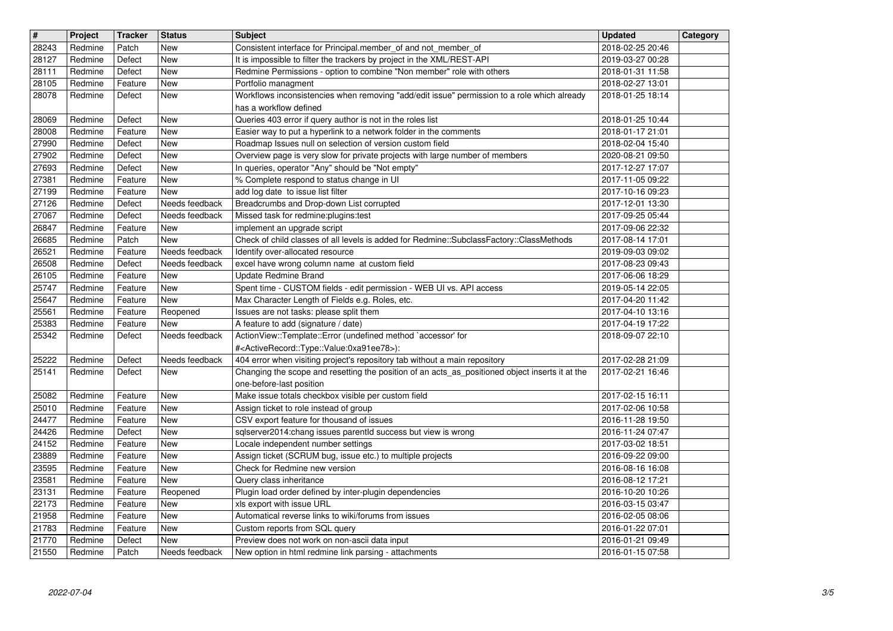| # | Project | Tracker | Status | Subject | Updated | Category |
|---|---|---|---|---|---|---|
| 28243 | Redmine | Patch | New | Consistent interface for Principal.member_of and not_member_of | 2018-02-25 20:46 | |
| 28127 | Redmine | Defect | New | It is impossible to filter the trackers by project in the XML/REST-API | 2019-03-27 00:28 | |
| 28111 | Redmine | Defect | New | Redmine Permissions - option to combine "Non member" role with others | 2018-01-31 11:58 | |
| 28105 | Redmine | Feature | New | Portfolio managment | 2018-02-27 13:01 | |
| 28078 | Redmine | Defect | New | Workflows inconsistencies when removing "add/edit issue" permission to a role which already has a workflow defined | 2018-01-25 18:14 | |
| 28069 | Redmine | Defect | New | Queries 403 error if query author is not in the roles list | 2018-01-25 10:44 | |
| 28008 | Redmine | Feature | New | Easier way to put a hyperlink to a network folder in the comments | 2018-01-17 21:01 | |
| 27990 | Redmine | Defect | New | Roadmap Issues null on selection of version custom field | 2018-02-04 15:40 | |
| 27902 | Redmine | Defect | New | Overview page is very slow for private projects with large number of members | 2020-08-21 09:50 | |
| 27693 | Redmine | Defect | New | In queries, operator "Any" should be "Not empty" | 2017-12-27 17:07 | |
| 27381 | Redmine | Feature | New | % Complete respond to status change in UI | 2017-11-05 09:22 | |
| 27199 | Redmine | Feature | New | add log date to issue list filter | 2017-10-16 09:23 | |
| 27126 | Redmine | Defect | Needs feedback | Breadcrumbs and Drop-down List corrupted | 2017-12-01 13:30 | |
| 27067 | Redmine | Defect | Needs feedback | Missed task for redmine:plugins:test | 2017-09-25 05:44 | |
| 26847 | Redmine | Feature | New | implement an upgrade script | 2017-09-06 22:32 | |
| 26685 | Redmine | Patch | New | Check of child classes of all levels is added for Redmine::SubclassFactory::ClassMethods | 2017-08-14 17:01 | |
| 26521 | Redmine | Feature | Needs feedback | Identify over-allocated resource | 2019-09-03 09:02 | |
| 26508 | Redmine | Defect | Needs feedback | excel have wrong column name at custom field | 2017-08-23 09:43 | |
| 26105 | Redmine | Feature | New | Update Redmine Brand | 2017-06-06 18:29 | |
| 25747 | Redmine | Feature | New | Spent time - CUSTOM fields - edit permission - WEB UI vs. API access | 2019-05-14 22:05 | |
| 25647 | Redmine | Feature | New | Max Character Length of Fields e.g. Roles, etc. | 2017-04-20 11:42 | |
| 25561 | Redmine | Feature | Reopened | Issues are not tasks: please split them | 2017-04-10 13:16 | |
| 25383 | Redmine | Feature | New | A feature to add (signature / date) | 2017-04-19 17:22 | |
| 25342 | Redmine | Defect | Needs feedback | ActionView::Template::Error (undefined method `accessor' for #<ActiveRecord::Type::Value:0xa91ee78>): | 2018-09-07 22:10 | |
| 25222 | Redmine | Defect | Needs feedback | 404 error when visiting project's repository tab without a main repository | 2017-02-28 21:09 | |
| 25141 | Redmine | Defect | New | Changing the scope and resetting the position of an acts_as_positioned object inserts it at the one-before-last position | 2017-02-21 16:46 | |
| 25082 | Redmine | Feature | New | Make issue totals checkbox visible per custom field | 2017-02-15 16:11 | |
| 25010 | Redmine | Feature | New | Assign ticket to role instead of group | 2017-02-06 10:58 | |
| 24477 | Redmine | Feature | New | CSV export feature for thousand of issues | 2016-11-28 19:50 | |
| 24426 | Redmine | Defect | New | sqlserver2014:chang issues parentId success but view is wrong | 2016-11-24 07:47 | |
| 24152 | Redmine | Feature | New | Locale independent number settings | 2017-03-02 18:51 | |
| 23889 | Redmine | Feature | New | Assign ticket (SCRUM bug, issue etc.) to multiple projects | 2016-09-22 09:00 | |
| 23595 | Redmine | Feature | New | Check for Redmine new version | 2016-08-16 16:08 | |
| 23581 | Redmine | Feature | New | Query class inheritance | 2016-08-12 17:21 | |
| 23131 | Redmine | Feature | Reopened | Plugin load order defined by inter-plugin dependencies | 2016-10-20 10:26 | |
| 22173 | Redmine | Feature | New | xls export with issue URL | 2016-03-15 03:47 | |
| 21958 | Redmine | Feature | New | Automatical reverse links to wiki/forums from issues | 2016-02-05 08:06 | |
| 21783 | Redmine | Feature | New | Custom reports from SQL query | 2016-01-22 07:01 | |
| 21770 | Redmine | Defect | New | Preview does not work on non-ascii data input | 2016-01-21 09:49 | |
| 21550 | Redmine | Patch | Needs feedback | New option in html redmine link parsing - attachments | 2016-01-15 07:58 | |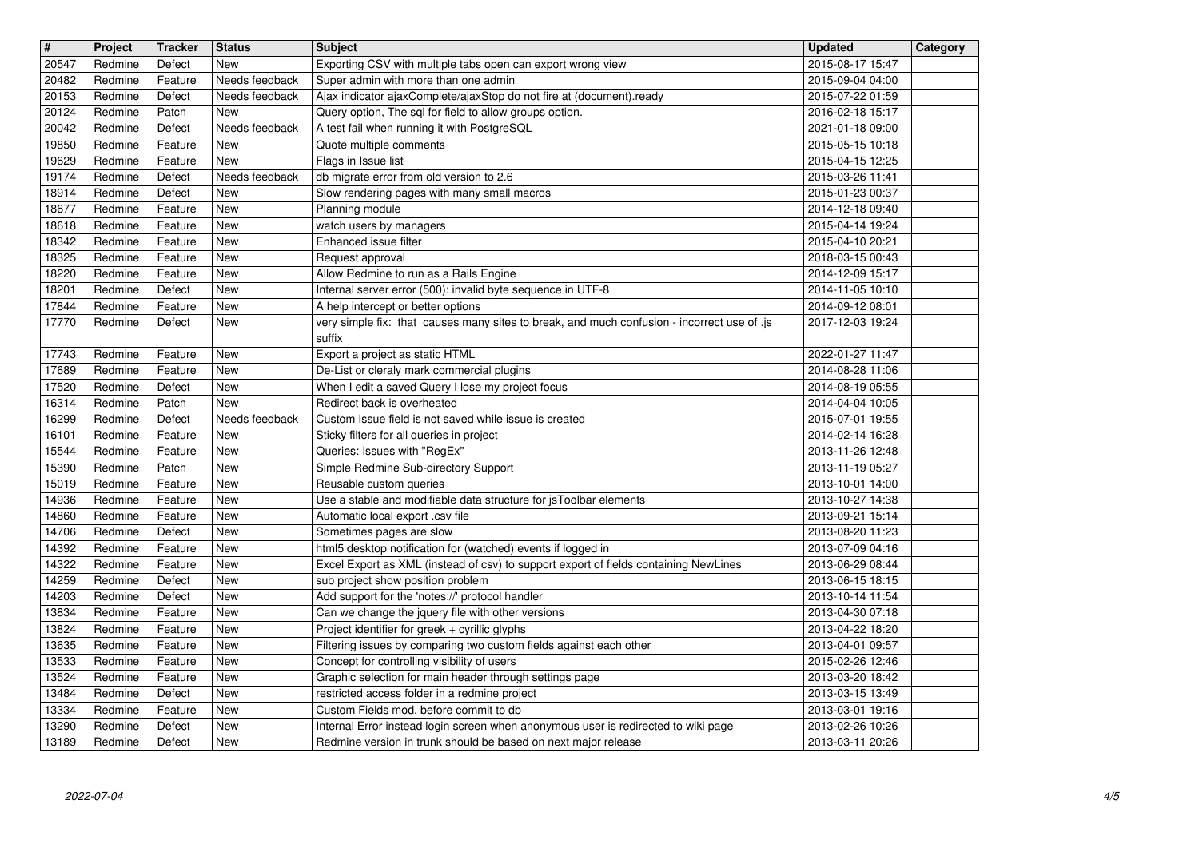| # | Project | Tracker | Status | Subject | Updated | Category |
|---|---|---|---|---|---|---|
| 20547 | Redmine | Defect | New | Exporting CSV with multiple tabs open can export wrong view | 2015-08-17 15:47 | |
| 20482 | Redmine | Feature | Needs feedback | Super admin with more than one admin | 2015-09-04 04:00 | |
| 20153 | Redmine | Defect | Needs feedback | Ajax indicator ajaxComplete/ajaxStop do not fire at (document).ready | 2015-07-22 01:59 | |
| 20124 | Redmine | Patch | New | Query option, The sql for field to allow groups option. | 2016-02-18 15:17 | |
| 20042 | Redmine | Defect | Needs feedback | A test fail when running it with PostgreSQL | 2021-01-18 09:00 | |
| 19850 | Redmine | Feature | New | Quote multiple comments | 2015-05-15 10:18 | |
| 19629 | Redmine | Feature | New | Flags in Issue list | 2015-04-15 12:25 | |
| 19174 | Redmine | Defect | Needs feedback | db migrate error from old version to 2.6 | 2015-03-26 11:41 | |
| 18914 | Redmine | Defect | New | Slow rendering pages with many small macros | 2015-01-23 00:37 | |
| 18677 | Redmine | Feature | New | Planning module | 2014-12-18 09:40 | |
| 18618 | Redmine | Feature | New | watch users by managers | 2015-04-14 19:24 | |
| 18342 | Redmine | Feature | New | Enhanced issue filter | 2015-04-10 20:21 | |
| 18325 | Redmine | Feature | New | Request approval | 2018-03-15 00:43 | |
| 18220 | Redmine | Feature | New | Allow Redmine to run as a Rails Engine | 2014-12-09 15:17 | |
| 18201 | Redmine | Defect | New | Internal server error (500): invalid byte sequence in UTF-8 | 2014-11-05 10:10 | |
| 17844 | Redmine | Feature | New | A help intercept or better options | 2014-09-12 08:01 | |
| 17770 | Redmine | Defect | New | very simple fix: that causes many sites to break, and much confusion - incorrect use of .js suffix | 2017-12-03 19:24 | |
| 17743 | Redmine | Feature | New | Export a project as static HTML | 2022-01-27 11:47 | |
| 17689 | Redmine | Feature | New | De-List or cleraly mark commercial plugins | 2014-08-28 11:06 | |
| 17520 | Redmine | Defect | New | When I edit a saved Query I lose my project focus | 2014-08-19 05:55 | |
| 16314 | Redmine | Patch | New | Redirect back is overheated | 2014-04-04 10:05 | |
| 16299 | Redmine | Defect | Needs feedback | Custom Issue field is not saved while issue is created | 2015-07-01 19:55 | |
| 16101 | Redmine | Feature | New | Sticky filters for all queries in project | 2014-02-14 16:28 | |
| 15544 | Redmine | Feature | New | Queries: Issues with "RegEx" | 2013-11-26 12:48 | |
| 15390 | Redmine | Patch | New | Simple Redmine Sub-directory Support | 2013-11-19 05:27 | |
| 15019 | Redmine | Feature | New | Reusable custom queries | 2013-10-01 14:00 | |
| 14936 | Redmine | Feature | New | Use a stable and modifiable data structure for jsToolbar elements | 2013-10-27 14:38 | |
| 14860 | Redmine | Feature | New | Automatic local export .csv file | 2013-09-21 15:14 | |
| 14706 | Redmine | Defect | New | Sometimes pages are slow | 2013-08-20 11:23 | |
| 14392 | Redmine | Feature | New | html5 desktop notification for (watched) events if logged in | 2013-07-09 04:16 | |
| 14322 | Redmine | Feature | New | Excel Export as XML (instead of csv) to support export of fields containing NewLines | 2013-06-29 08:44 | |
| 14259 | Redmine | Defect | New | sub project show position problem | 2013-06-15 18:15 | |
| 14203 | Redmine | Defect | New | Add support for the 'notes://' protocol handler | 2013-10-14 11:54 | |
| 13834 | Redmine | Feature | New | Can we change the jquery file with other versions | 2013-04-30 07:18 | |
| 13824 | Redmine | Feature | New | Project identifier for greek + cyrillic glyphs | 2013-04-22 18:20 | |
| 13635 | Redmine | Feature | New | Filtering issues by comparing two custom fields against each other | 2013-04-01 09:57 | |
| 13533 | Redmine | Feature | New | Concept for controlling visibility of users | 2015-02-26 12:46 | |
| 13524 | Redmine | Feature | New | Graphic selection for main header through settings page | 2013-03-20 18:42 | |
| 13484 | Redmine | Defect | New | restricted access folder in a redmine project | 2013-03-15 13:49 | |
| 13334 | Redmine | Feature | New | Custom Fields mod. before commit to db | 2013-03-01 19:16 | |
| 13290 | Redmine | Defect | New | Internal Error instead login screen when anonymous user is redirected to wiki page | 2013-02-26 10:26 | |
| 13189 | Redmine | Defect | New | Redmine version in trunk should be based on next major release | 2013-03-11 20:26 | |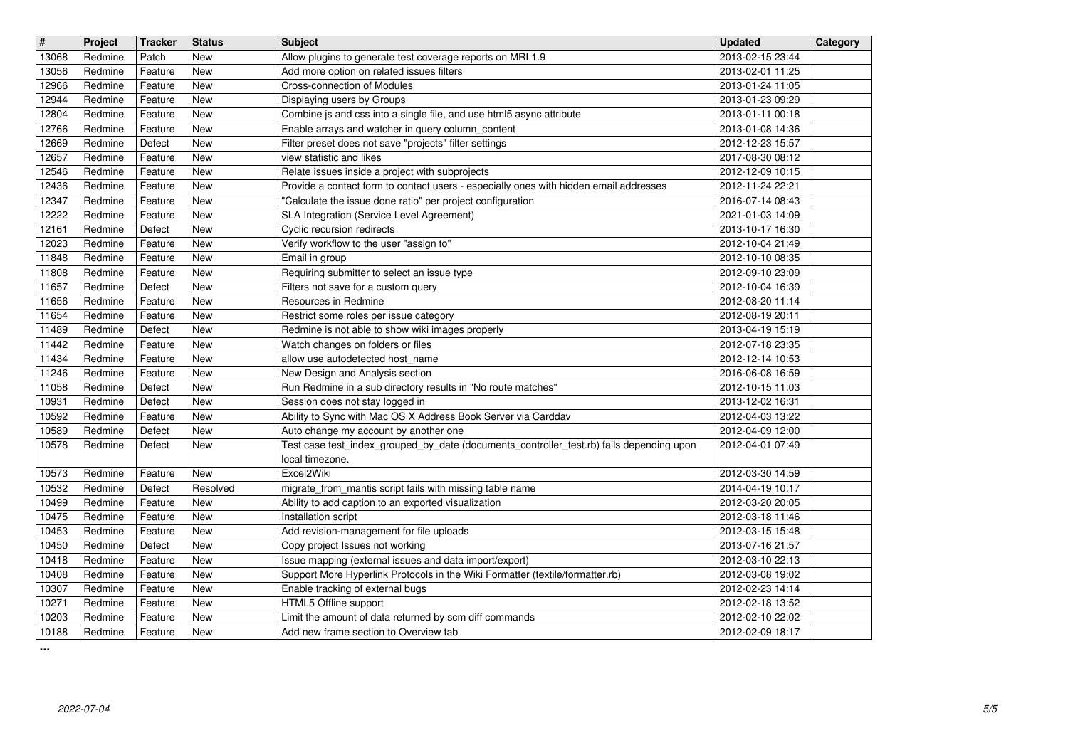| # | Project | Tracker | Status | Subject | Updated | Category |
|---|---|---|---|---|---|---|
| 13068 | Redmine | Patch | New | Allow plugins to generate test coverage reports on MRI 1.9 | 2013-02-15 23:44 | |
| 13056 | Redmine | Feature | New | Add more option on related issues filters | 2013-02-01 11:25 | |
| 12966 | Redmine | Feature | New | Cross-connection of Modules | 2013-01-24 11:05 | |
| 12944 | Redmine | Feature | New | Displaying users by Groups | 2013-01-23 09:29 | |
| 12804 | Redmine | Feature | New | Combine js and css into a single file, and use html5 async attribute | 2013-01-11 00:18 | |
| 12766 | Redmine | Feature | New | Enable arrays and watcher in query column_content | 2013-01-08 14:36 | |
| 12669 | Redmine | Defect | New | Filter preset does not save "projects" filter settings | 2012-12-23 15:57 | |
| 12657 | Redmine | Feature | New | view statistic and likes | 2017-08-30 08:12 | |
| 12546 | Redmine | Feature | New | Relate issues inside a project with subprojects | 2012-12-09 10:15 | |
| 12436 | Redmine | Feature | New | Provide a contact form to contact users - especially ones with hidden email addresses | 2012-11-24 22:21 | |
| 12347 | Redmine | Feature | New | "Calculate the issue done ratio" per project configuration | 2016-07-14 08:43 | |
| 12222 | Redmine | Feature | New | SLA Integration (Service Level Agreement) | 2021-01-03 14:09 | |
| 12161 | Redmine | Defect | New | Cyclic recursion redirects | 2013-10-17 16:30 | |
| 12023 | Redmine | Feature | New | Verify workflow to the user "assign to" | 2012-10-04 21:49 | |
| 11848 | Redmine | Feature | New | Email in group | 2012-10-10 08:35 | |
| 11808 | Redmine | Feature | New | Requiring submitter to select an issue type | 2012-09-10 23:09 | |
| 11657 | Redmine | Defect | New | Filters not save for a custom query | 2012-10-04 16:39 | |
| 11656 | Redmine | Feature | New | Resources in Redmine | 2012-08-20 11:14 | |
| 11654 | Redmine | Feature | New | Restrict some roles per issue category | 2012-08-19 20:11 | |
| 11489 | Redmine | Defect | New | Redmine is not able to show wiki images properly | 2013-04-19 15:19 | |
| 11442 | Redmine | Feature | New | Watch changes on folders or files | 2012-07-18 23:35 | |
| 11434 | Redmine | Feature | New | allow use autodetected host_name | 2012-12-14 10:53 | |
| 11246 | Redmine | Feature | New | New Design and Analysis section | 2016-06-08 16:59 | |
| 11058 | Redmine | Defect | New | Run Redmine in a sub directory results in "No route matches" | 2012-10-15 11:03 | |
| 10931 | Redmine | Defect | New | Session does not stay logged in | 2013-12-02 16:31 | |
| 10592 | Redmine | Feature | New | Ability to Sync with Mac OS X Address Book Server via Carddav | 2012-04-03 13:22 | |
| 10589 | Redmine | Defect | New | Auto change my account by another one | 2012-04-09 12:00 | |
| 10578 | Redmine | Defect | New | Test case test_index_grouped_by_date (documents_controller_test.rb) fails depending upon local timezone. | 2012-04-01 07:49 | |
| 10573 | Redmine | Feature | New | Excel2Wiki | 2012-03-30 14:59 | |
| 10532 | Redmine | Defect | Resolved | migrate_from_mantis script fails with missing table name | 2014-04-19 10:17 | |
| 10499 | Redmine | Feature | New | Ability to add caption to an exported visualization | 2012-03-20 20:05 | |
| 10475 | Redmine | Feature | New | Installation script | 2012-03-18 11:46 | |
| 10453 | Redmine | Feature | New | Add revision-management for file uploads | 2012-03-15 15:48 | |
| 10450 | Redmine | Defect | New | Copy project Issues not working | 2013-07-16 21:57 | |
| 10418 | Redmine | Feature | New | Issue mapping (external issues and data import/export) | 2012-03-10 22:13 | |
| 10408 | Redmine | Feature | New | Support More Hyperlink Protocols in the Wiki Formatter (textile/formatter.rb) | 2012-03-08 19:02 | |
| 10307 | Redmine | Feature | New | Enable tracking of external bugs | 2012-02-23 14:14 | |
| 10271 | Redmine | Feature | New | HTML5 Offline support | 2012-02-18 13:52 | |
| 10203 | Redmine | Feature | New | Limit the amount of data returned by scm diff commands | 2012-02-10 22:02 | |
| 10188 | Redmine | Feature | New | Add new frame section to Overview tab | 2012-02-09 18:17 | |

...

2022-07-04